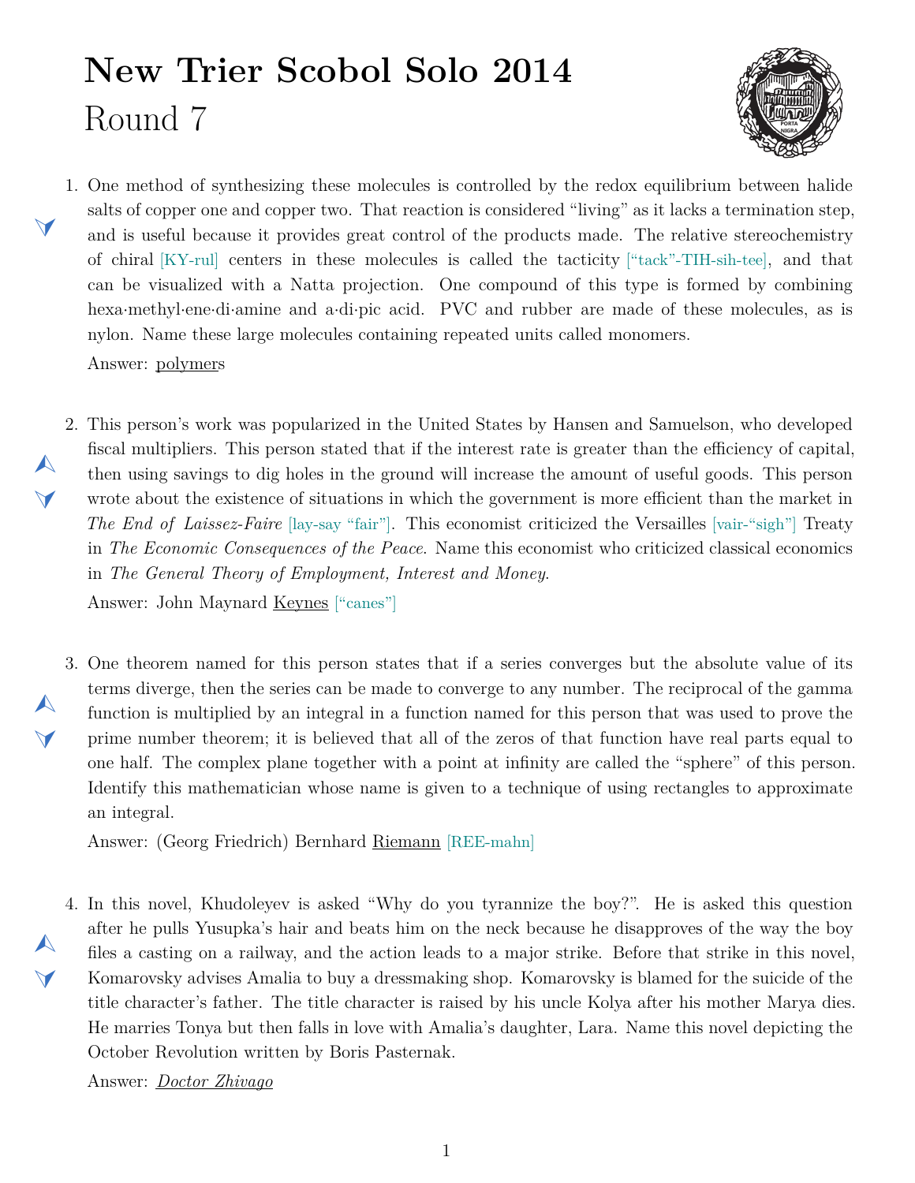# New Trier Scobol Solo 2014

## Round 7

1. One method of synthesizing these molecules is controlled by the redox equilibrium between halide salts of copper one and copper two. That reaction is considered "living" as it lacks a termination step, and is useful because it provides great control of the products made. The relative stereochemistry of chiral [KY-rul] centers in these molecules is called the tacticity ["tack"-TIH-sih-tee], and that can be visualized with a Natta projection. One compound of this type is formed by combining hexa·methyl·ene·di·amine and a·di·pic acid. PVC and rubber are made of these molecules, as is nylon. Name these large molecules containing repeated units called monomers.

   Answer: polymers

2. This person's work was popularized in the United States by Hansen and Samuelson, who developed fiscal multipliers. This person stated that if the interest rate is greater than the efficiency of capital, then using savings to dig holes in the ground will increase the amount of useful goods. This person wrote about the existence of situations in which the government is more efficient than the market in *The End of Laissez-Faire* [lay-say "fair"]. This economist criticized the Versailles [vair-"sigh"] Treaty in *The Economic Consequences of the Peace*. Name this economist who criticized classical economics in *The General Theory of Employment, Interest and Money*.

   Answer: John Maynard Keynes ["canes"]

3. One theorem named for this person states that if a series converges but the absolute value of its terms diverge, then the series can be made to converge to any number. The reciprocal of the gamma function is multiplied by an integral in a function named for this person that was used to prove the prime number theorem; it is believed that all of the zeros of that function have real parts equal to one half. The complex plane together with a point at infinity are called the "sphere" of this person. Identify this mathematician whose name is given to a technique of using rectangles to approximate an integral.

   Answer: (Georg Friedrich) Bernhard Riemann [REE-mahn]

4. In this novel, Khudoleyev is asked "Why do you tyrannize the boy?". He is asked this question after he pulls Yusupka's hair and beats him on the neck because he disapproves of the way the boy files a casting on a railway, and the action leads to a major strike. Before that strike in this novel, Komarovsky advises Amalia to buy a dressmaking shop. Komarovsky is blamed for the suicide of the title character's father. The title character is raised by his uncle Kolya after his mother Marya dies. He marries Tonya but then falls in love with Amalia's daughter, Lara. Name this novel depicting the October Revolution written by Boris Pasternak.

   Answer: *Doctor Zhivago*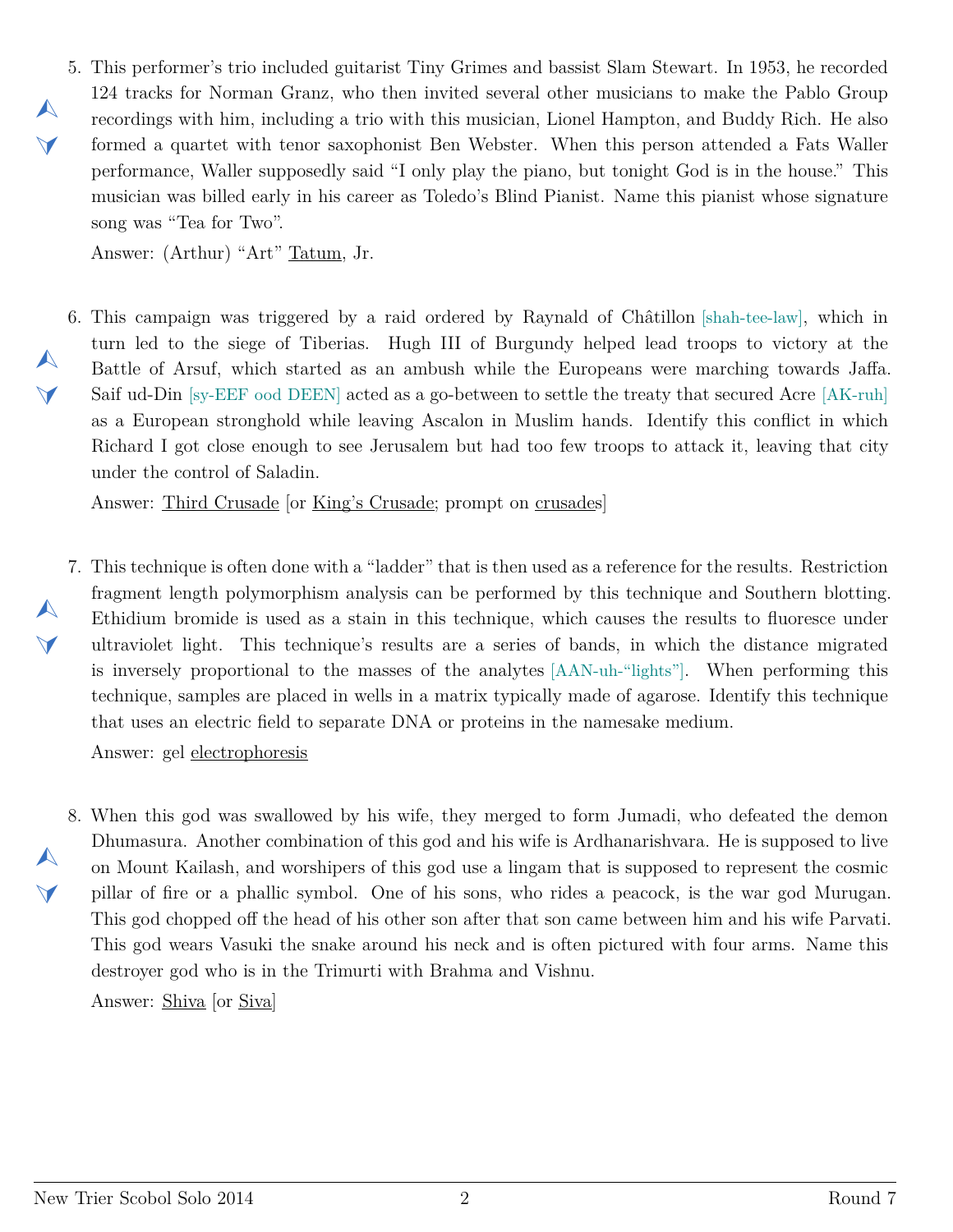5. This performer's trio included guitarist Tiny Grimes and bassist Slam Stewart. In 1953, he recorded 124 tracks for Norman Granz, who then invited several other musicians to make the Pablo Group recordings with him, including a trio with this musician, Lionel Hampton, and Buddy Rich. He also formed a quartet with tenor saxophonist Ben Webster. When this person attended a Fats Waller performance, Waller supposedly said "I only play the piano, but tonight God is in the house." This musician was billed early in his career as Toledo's Blind Pianist. Name this pianist whose signature song was "Tea for Two".

   Answer: (Arthur) "Art" Tatum, Jr.

6. This campaign was triggered by a raid ordered by Raynald of Châtillon [shah-tee-law], which in turn led to the siege of Tiberias. Hugh III of Burgundy helped lead troops to victory at the Battle of Arsuf, which started as an ambush while the Europeans were marching towards Jaffa. Saif ud-Din [sy-EEF ood DEEN] acted as a go-between to settle the treaty that secured Acre [AK-ruh] as a European stronghold while leaving Ascalon in Muslim hands. Identify this conflict in which Richard I got close enough to see Jerusalem but had too few troops to attack it, leaving that city under the control of Saladin.

   Answer: Third Crusade [or King's Crusade; prompt on crusades]

7. This technique is often done with a "ladder" that is then used as a reference for the results. Restriction fragment length polymorphism analysis can be performed by this technique and Southern blotting. Ethidium bromide is used as a stain in this technique, which causes the results to fluoresce under ultraviolet light. This technique's results are a series of bands, in which the distance migrated is inversely proportional to the masses of the analytes [AAN-uh-"lights"]. When performing this technique, samples are placed in wells in a matrix typically made of agarose. Identify this technique that uses an electric field to separate DNA or proteins in the namesake medium.

   Answer: gel electrophoresis

8. When this god was swallowed by his wife, they merged to form Jumadi, who defeated the demon Dhumasura. Another combination of this god and his wife is Ardhanarishvara. He is supposed to live on Mount Kailash, and worshipers of this god use a lingam that is supposed to represent the cosmic pillar of fire or a phallic symbol. One of his sons, who rides a peacock, is the war god Murugan. This god chopped off the head of his other son after that son came between him and his wife Parvati. This god wears Vasuki the snake around his neck and is often pictured with four arms. Name this destroyer god who is in the Trimurti with Brahma and Vishnu.

   Answer: Shiva [or Siva]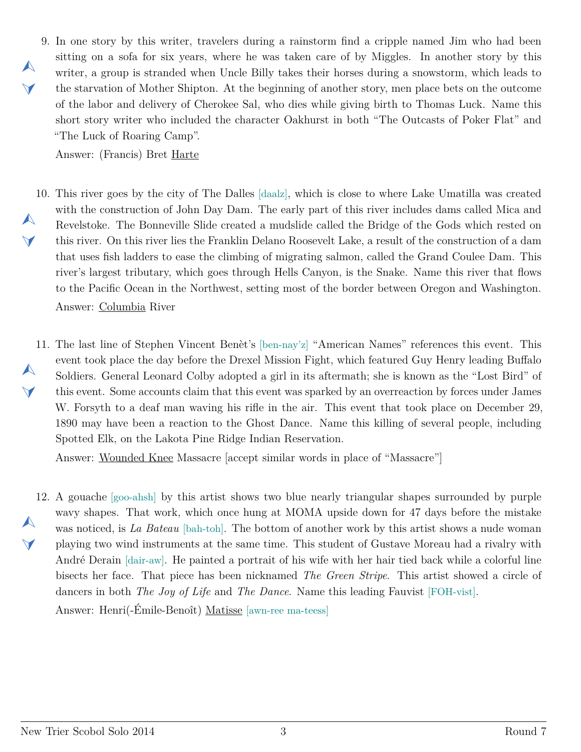9. In one story by this writer, travelers during a rainstorm find a cripple named Jim who had been sitting on a sofa for six years, where he was taken care of by Miggles. In another story by this writer, a group is stranded when Uncle Billy takes their horses during a snowstorm, which leads to the starvation of Mother Shipton. At the beginning of another story, men place bets on the outcome of the labor and delivery of Cherokee Sal, who dies while giving birth to Thomas Luck. Name this short story writer who included the character Oakhurst in both "The Outcasts of Poker Flat" and "The Luck of Roaring Camp".

   Answer: (Francis) Bret Harte

10. This river goes by the city of The Dalles [daalz], which is close to where Lake Umatilla was created with the construction of John Day Dam. The early part of this river includes dams called Mica and Revelstoke. The Bonneville Slide created a mudslide called the Bridge of the Gods which rested on this river. On this river lies the Franklin Delano Roosevelt Lake, a result of the construction of a dam that uses fish ladders to ease the climbing of migrating salmon, called the Grand Coulee Dam. This river's largest tributary, which goes through Hells Canyon, is the Snake. Name this river that flows to the Pacific Ocean in the Northwest, setting most of the border between Oregon and Washington.

    Answer: Columbia River

11. The last line of Stephen Vincent Benèt's [ben-nay'z] "American Names" references this event. This event took place the day before the Drexel Mission Fight, which featured Guy Henry leading Buffalo Soldiers. General Leonard Colby adopted a girl in its aftermath; she is known as the "Lost Bird" of this event. Some accounts claim that this event was sparked by an overreaction by forces under James W. Forsyth to a deaf man waving his rifle in the air. This event that took place on December 29, 1890 may have been a reaction to the Ghost Dance. Name this killing of several people, including Spotted Elk, on the Lakota Pine Ridge Indian Reservation.

    Answer: Wounded Knee Massacre [accept similar words in place of "Massacre"]

12. A gouache [goo-ahsh] by this artist shows two blue nearly triangular shapes surrounded by purple wavy shapes. That work, which once hung at MOMA upside down for 47 days before the mistake was noticed, is *La Bateau* [bah-toh]. The bottom of another work by this artist shows a nude woman playing two wind instruments at the same time. This student of Gustave Moreau had a rivalry with André Derain [dair-aw]. He painted a portrait of his wife with her hair tied back while a colorful line bisects her face. That piece has been nicknamed *The Green Stripe*. This artist showed a circle of dancers in both *The Joy of Life* and *The Dance*. Name this leading Fauvist [FOH-vist].

    Answer: Henri(-Émile-Benoît) Matisse [awn-ree ma-teess]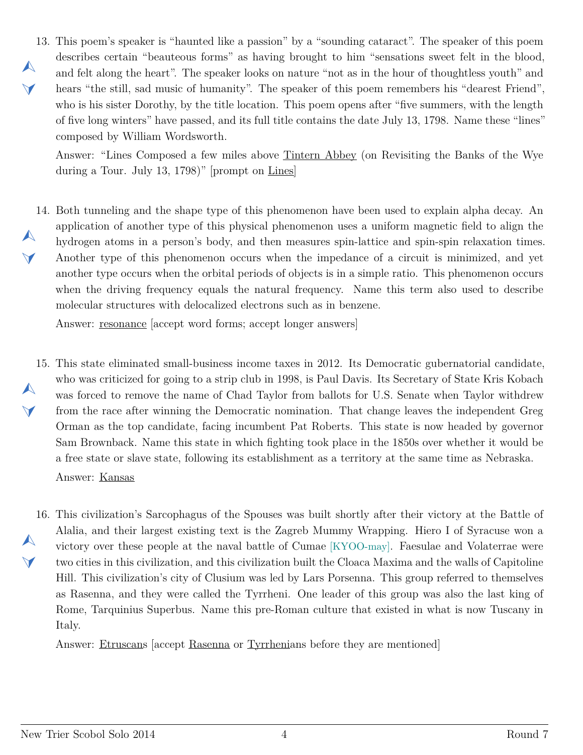13. This poem's speaker is "haunted like a passion" by a "sounding cataract". The speaker of this poem describes certain "beauteous forms" as having brought to him "sensations sweet felt in the blood, and felt along the heart". The speaker looks on nature "not as in the hour of thoughtless youth" and hears "the still, sad music of humanity". The speaker of this poem remembers his "dearest Friend", who is his sister Dorothy, by the title location. This poem opens after "five summers, with the length of five long winters" have passed, and its full title contains the date July 13, 1798. Name these "lines" composed by William Wordsworth.

   Answer: "Lines Composed a few miles above <u>Tintern Abbey</u> (on Revisiting the Banks of the Wye during a Tour. July 13, 1798)" [prompt on <u>Lines</u>]

14. Both tunneling and the shape type of this phenomenon have been used to explain alpha decay. An application of another type of this physical phenomenon uses a uniform magnetic field to align the hydrogen atoms in a person's body, and then measures spin-lattice and spin-spin relaxation times. Another type of this phenomenon occurs when the impedance of a circuit is minimized, and yet another type occurs when the orbital periods of objects is in a simple ratio. This phenomenon occurs when the driving frequency equals the natural frequency. Name this term also used to describe molecular structures with delocalized electrons such as in benzene.

   Answer: <u>resonance</u> [accept word forms; accept longer answers]

15. This state eliminated small-business income taxes in 2012. Its Democratic gubernatorial candidate, who was criticized for going to a strip club in 1998, is Paul Davis. Its Secretary of State Kris Kobach was forced to remove the name of Chad Taylor from ballots for U.S. Senate when Taylor withdrew from the race after winning the Democratic nomination. That change leaves the independent Greg Orman as the top candidate, facing incumbent Pat Roberts. This state is now headed by governor Sam Brownback. Name this state in which fighting took place in the 1850s over whether it would be a free state or slave state, following its establishment as a territory at the same time as Nebraska.

   Answer: <u>Kansas</u>

16. This civilization's Sarcophagus of the Spouses was built shortly after their victory at the Battle of Alalia, and their largest existing text is the Zagreb Mummy Wrapping. Hiero I of Syracuse won a victory over these people at the naval battle of Cumae [KYOO-may]. Faesulae and Volaterrae were two cities in this civilization, and this civilization built the Cloaca Maxima and the walls of Capitoline Hill. This civilization's city of Clusium was led by Lars Porsenna. This group referred to themselves as Rasenna, and they were called the Tyrrheni. One leader of this group was also the last king of Rome, Tarquinius Superbus. Name this pre-Roman culture that existed in what is now Tuscany in Italy.

   Answer: <u>Etruscans</u> [accept <u>Rasenna</u> or <u>Tyrrheni</u>ans before they are mentioned]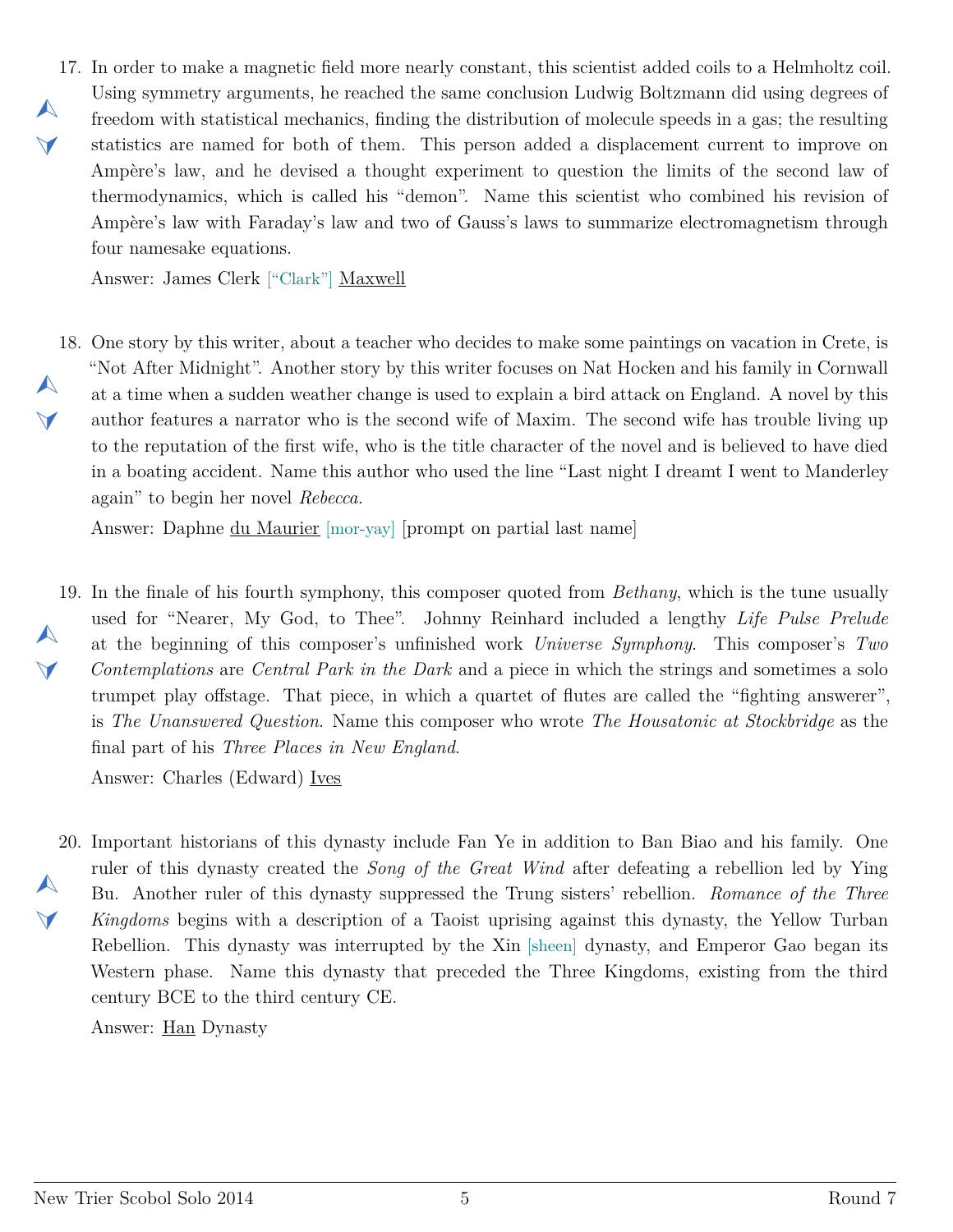17. In order to make a magnetic field more nearly constant, this scientist added coils to a Helmholtz coil. Using symmetry arguments, he reached the same conclusion Ludwig Boltzmann did using degrees of freedom with statistical mechanics, finding the distribution of molecule speeds in a gas; the resulting statistics are named for both of them. This person added a displacement current to improve on Ampère's law, and he devised a thought experiment to question the limits of the second law of thermodynamics, which is called his "demon". Name this scientist who combined his revision of Ampère's law with Faraday's law and two of Gauss's laws to summarize electromagnetism through four namesake equations.

    Answer: James Clerk ["Clark"] Maxwell

18. One story by this writer, about a teacher who decides to make some paintings on vacation in Crete, is "Not After Midnight". Another story by this writer focuses on Nat Hocken and his family in Cornwall at a time when a sudden weather change is used to explain a bird attack on England. A novel by this author features a narrator who is the second wife of Maxim. The second wife has trouble living up to the reputation of the first wife, who is the title character of the novel and is believed to have died in a boating accident. Name this author who used the line "Last night I dreamt I went to Manderley again" to begin her novel *Rebecca*.

    Answer: Daphne du Maurier [mor-yay] [prompt on partial last name]

19. In the finale of his fourth symphony, this composer quoted from *Bethany*, which is the tune usually used for "Nearer, My God, to Thee". Johnny Reinhard included a lengthy *Life Pulse Prelude* at the beginning of this composer's unfinished work *Universe Symphony*. This composer's *Two Contemplations* are *Central Park in the Dark* and a piece in which the strings and sometimes a solo trumpet play offstage. That piece, in which a quartet of flutes are called the "fighting answerer", is *The Unanswered Question*. Name this composer who wrote *The Housatonic at Stockbridge* as the final part of his *Three Places in New England*.

    Answer: Charles (Edward) Ives

20. Important historians of this dynasty include Fan Ye in addition to Ban Biao and his family. One ruler of this dynasty created the *Song of the Great Wind* after defeating a rebellion led by Ying Bu. Another ruler of this dynasty suppressed the Trung sisters' rebellion. *Romance of the Three Kingdoms* begins with a description of a Taoist uprising against this dynasty, the Yellow Turban Rebellion. This dynasty was interrupted by the Xin [sheen] dynasty, and Emperor Gao began its Western phase. Name this dynasty that preceded the Three Kingdoms, existing from the third century BCE to the third century CE.

    Answer: Han Dynasty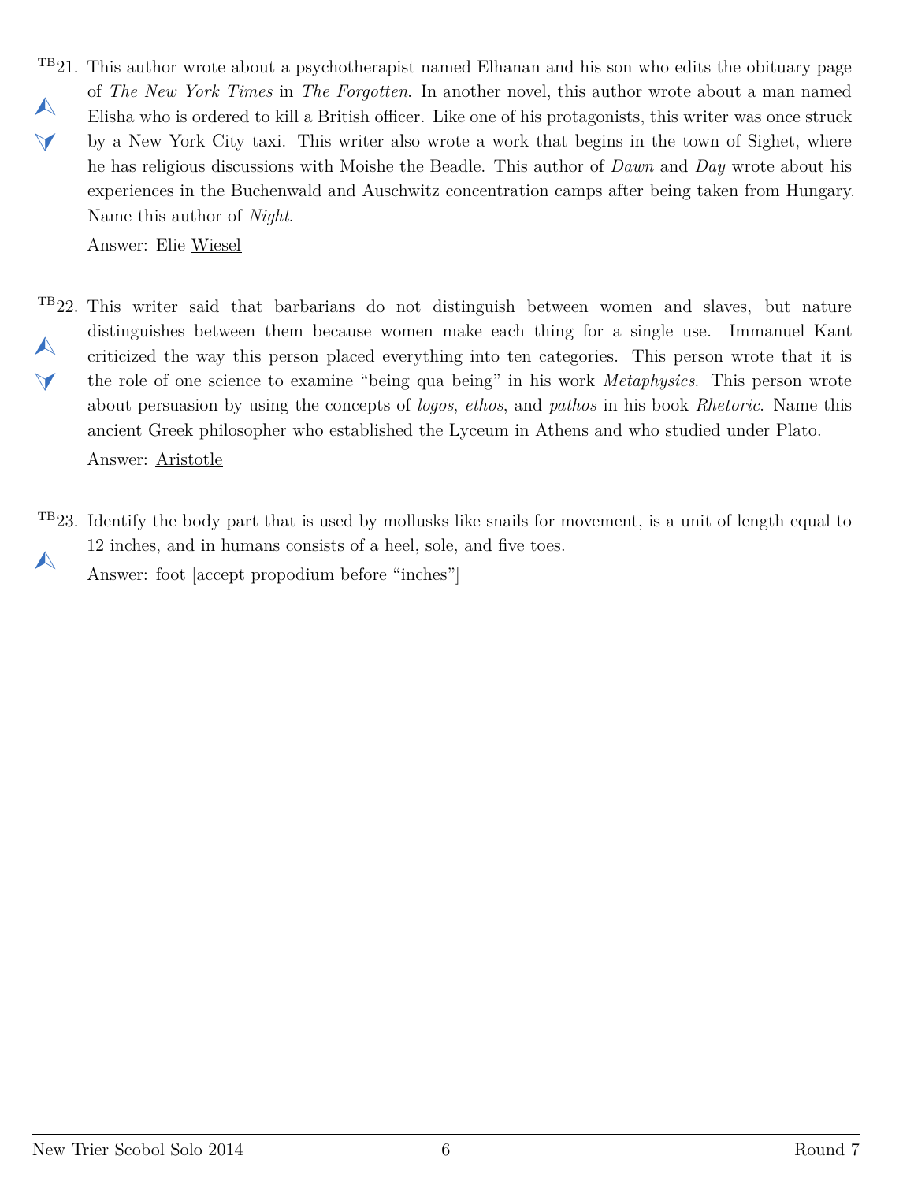TB21. This author wrote about a psychotherapist named Elhanan and his son who edits the obituary page of *The New York Times* in *The Forgotten*. In another novel, this author wrote about a man named Elisha who is ordered to kill a British officer. Like one of his protagonists, this writer was once struck by a New York City taxi. This writer also wrote a work that begins in the town of Sighet, where he has religious discussions with Moishe the Beadle. This author of *Dawn* and *Day* wrote about his experiences in the Buchenwald and Auschwitz concentration camps after being taken from Hungary. Name this author of *Night*.

Answer: Elie <u>Wiesel</u>

TB22. This writer said that barbarians do not distinguish between women and slaves, but nature distinguishes between them because women make each thing for a single use. Immanuel Kant criticized the way this person placed everything into ten categories. This person wrote that it is the role of one science to examine "being qua being" in his work *Metaphysics*. This person wrote about persuasion by using the concepts of *logos*, *ethos*, and *pathos* in his book *Rhetoric*. Name this ancient Greek philosopher who established the Lyceum in Athens and who studied under Plato.

Answer: <u>Aristotle</u>

TB23. Identify the body part that is used by mollusks like snails for movement, is a unit of length equal to 12 inches, and in humans consists of a heel, sole, and five toes.

Answer: <u>foot</u> [accept <u>propodium</u> before "inches"]